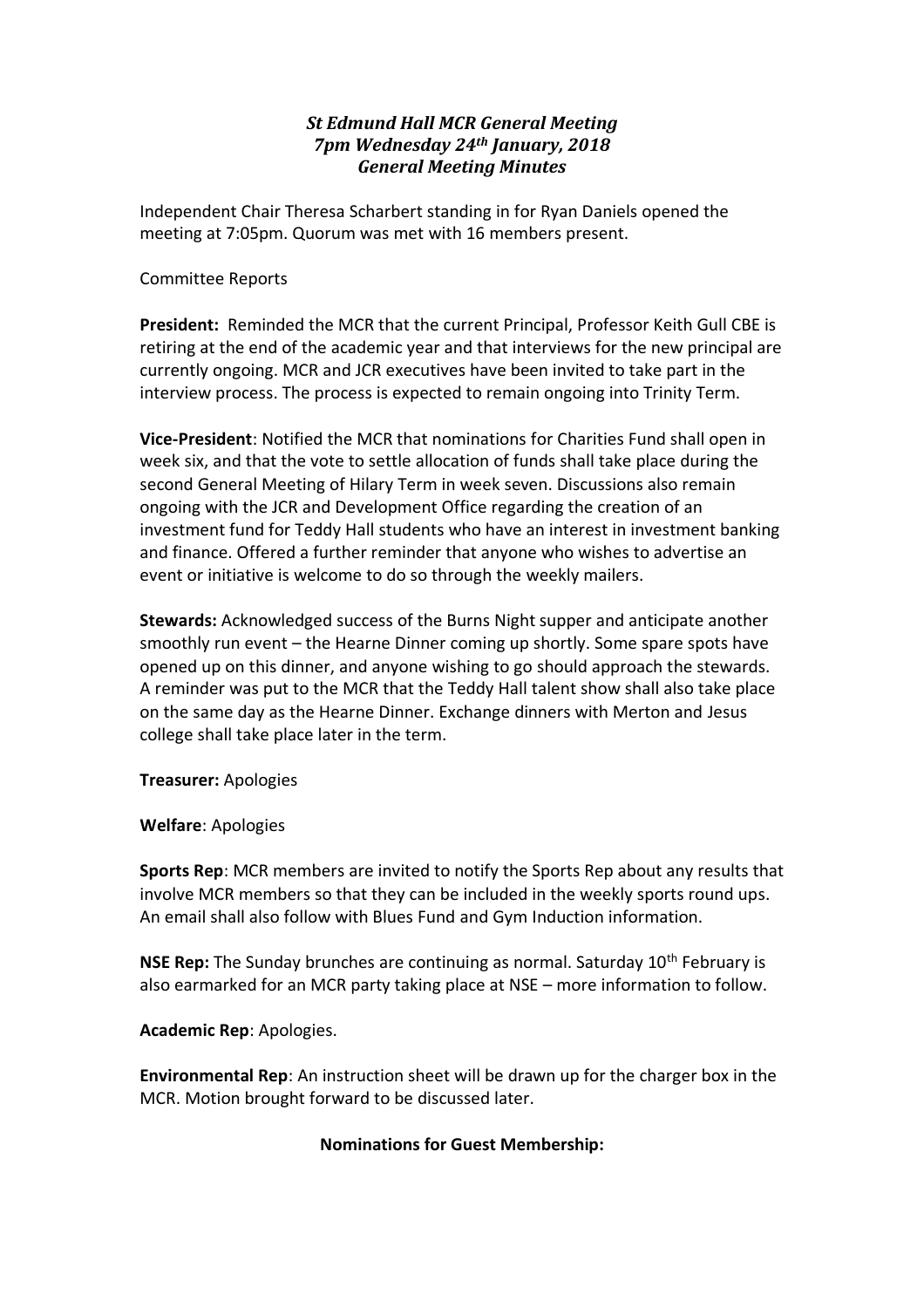# *St Edmund Hall MCR General Meeting*
## *7pm Wednesday 24th January, 2018*
## *General Meeting Minutes*

Independent Chair Theresa Scharbert standing in for Ryan Daniels opened the meeting at 7:05pm. Quorum was met with 16 members present.

Committee Reports

**President:** Reminded the MCR that the current Principal, Professor Keith Gull CBE is retiring at the end of the academic year and that interviews for the new principal are currently ongoing. MCR and JCR executives have been invited to take part in the interview process. The process is expected to remain ongoing into Trinity Term.

**Vice-President**: Notified the MCR that nominations for Charities Fund shall open in week six, and that the vote to settle allocation of funds shall take place during the second General Meeting of Hilary Term in week seven. Discussions also remain ongoing with the JCR and Development Office regarding the creation of an investment fund for Teddy Hall students who have an interest in investment banking and finance. Offered a further reminder that anyone who wishes to advertise an event or initiative is welcome to do so through the weekly mailers.

**Stewards:** Acknowledged success of the Burns Night supper and anticipate another smoothly run event – the Hearne Dinner coming up shortly. Some spare spots have opened up on this dinner, and anyone wishing to go should approach the stewards. A reminder was put to the MCR that the Teddy Hall talent show shall also take place on the same day as the Hearne Dinner. Exchange dinners with Merton and Jesus college shall take place later in the term.

**Treasurer:** Apologies

**Welfare**: Apologies

**Sports Rep**: MCR members are invited to notify the Sports Rep about any results that involve MCR members so that they can be included in the weekly sports round ups. An email shall also follow with Blues Fund and Gym Induction information.

**NSE Rep:** The Sunday brunches are continuing as normal. Saturday 10th February is also earmarked for an MCR party taking place at NSE – more information to follow.

**Academic Rep**: Apologies.

**Environmental Rep**: An instruction sheet will be drawn up for the charger box in the MCR. Motion brought forward to be discussed later.

**Nominations for Guest Membership:**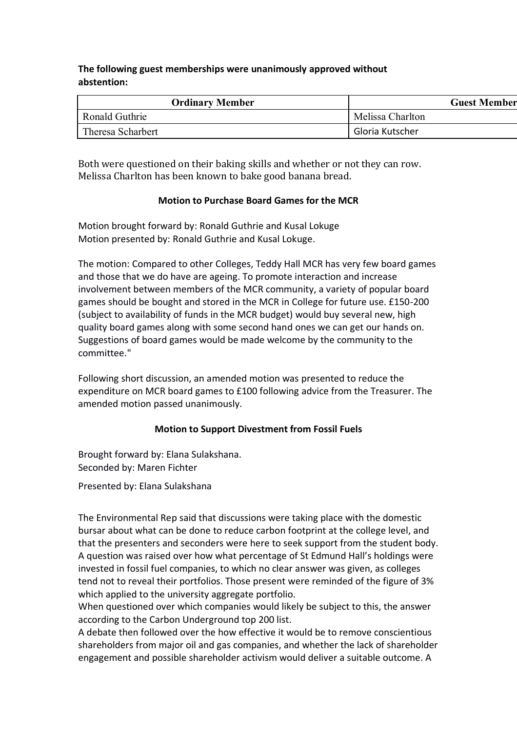**The following guest memberships were unanimously approved without abstention:**

| Ordinary Member | Guest Member |
| --- | --- |
| Ronald Guthrie | Melissa Charlton |
| Theresa Scharbert | Gloria Kutscher |

Both were questioned on their baking skills and whether or not they can row. Melissa Charlton has been known to bake good banana bread.

**Motion to Purchase Board Games for the MCR**

Motion brought forward by: Ronald Guthrie and Kusal Lokuge
Motion presented by: Ronald Guthrie and Kusal Lokuge.

The motion: Compared to other Colleges, Teddy Hall MCR has very few board games and those that we do have are ageing. To promote interaction and increase involvement between members of the MCR community, a variety of popular board games should be bought and stored in the MCR in College for future use. £150-200 (subject to availability of funds in the MCR budget) would buy several new, high quality board games along with some second hand ones we can get our hands on. Suggestions of board games would be made welcome by the community to the committee."

Following short discussion, an amended motion was presented to reduce the expenditure on MCR board games to £100 following advice from the Treasurer. The amended motion passed unanimously.

**Motion to Support Divestment from Fossil Fuels**

Brought forward by: Elana Sulakshana.
Seconded by: Maren Fichter

Presented by: Elana Sulakshana

The Environmental Rep said that discussions were taking place with the domestic bursar about what can be done to reduce carbon footprint at the college level, and that the presenters and seconders were here to seek support from the student body. A question was raised over how what percentage of St Edmund Hall's holdings were invested in fossil fuel companies, to which no clear answer was given, as colleges tend not to reveal their portfolios. Those present were reminded of the figure of 3% which applied to the university aggregate portfolio.
When questioned over which companies would likely be subject to this, the answer according to the Carbon Underground top 200 list.
A debate then followed over the how effective it would be to remove conscientious shareholders from major oil and gas companies, and whether the lack of shareholder engagement and possible shareholder activism would deliver a suitable outcome. A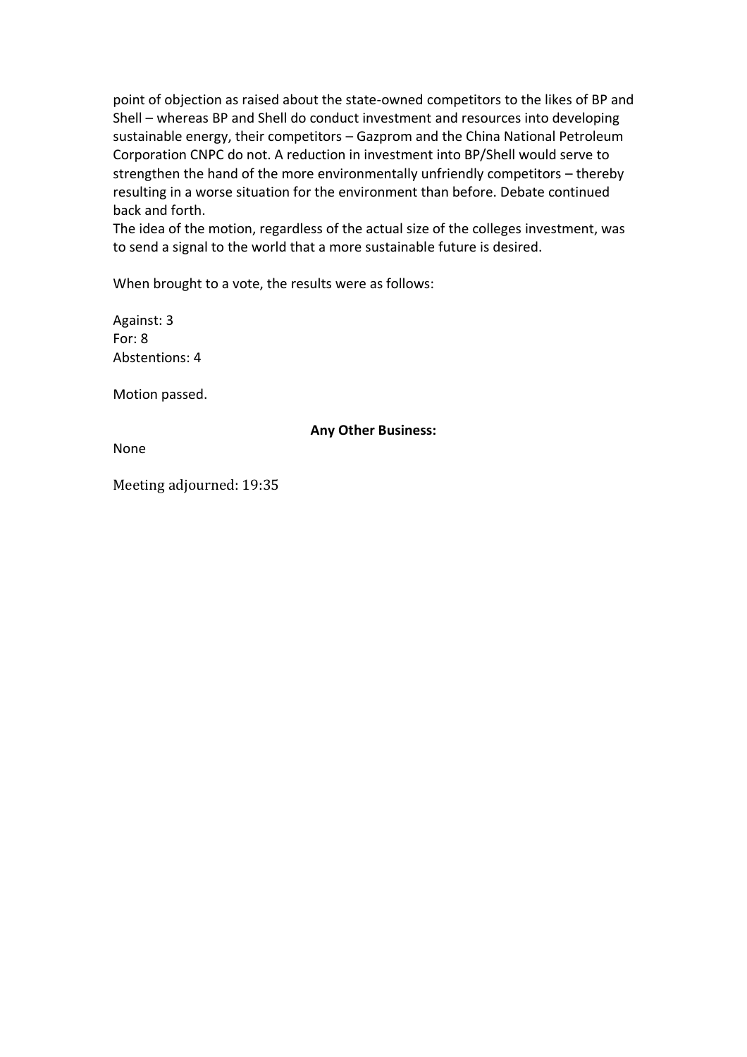point of objection as raised about the state-owned competitors to the likes of BP and Shell – whereas BP and Shell do conduct investment and resources into developing sustainable energy, their competitors – Gazprom and the China National Petroleum Corporation CNPC do not. A reduction in investment into BP/Shell would serve to strengthen the hand of the more environmentally unfriendly competitors – thereby resulting in a worse situation for the environment than before. Debate continued back and forth.
The idea of the motion, regardless of the actual size of the colleges investment, was to send a signal to the world that a more sustainable future is desired.

When brought to a vote, the results were as follows:

Against: 3
For: 8
Abstentions: 4

Motion passed.

**Any Other Business:**

None

Meeting adjourned: 19:35